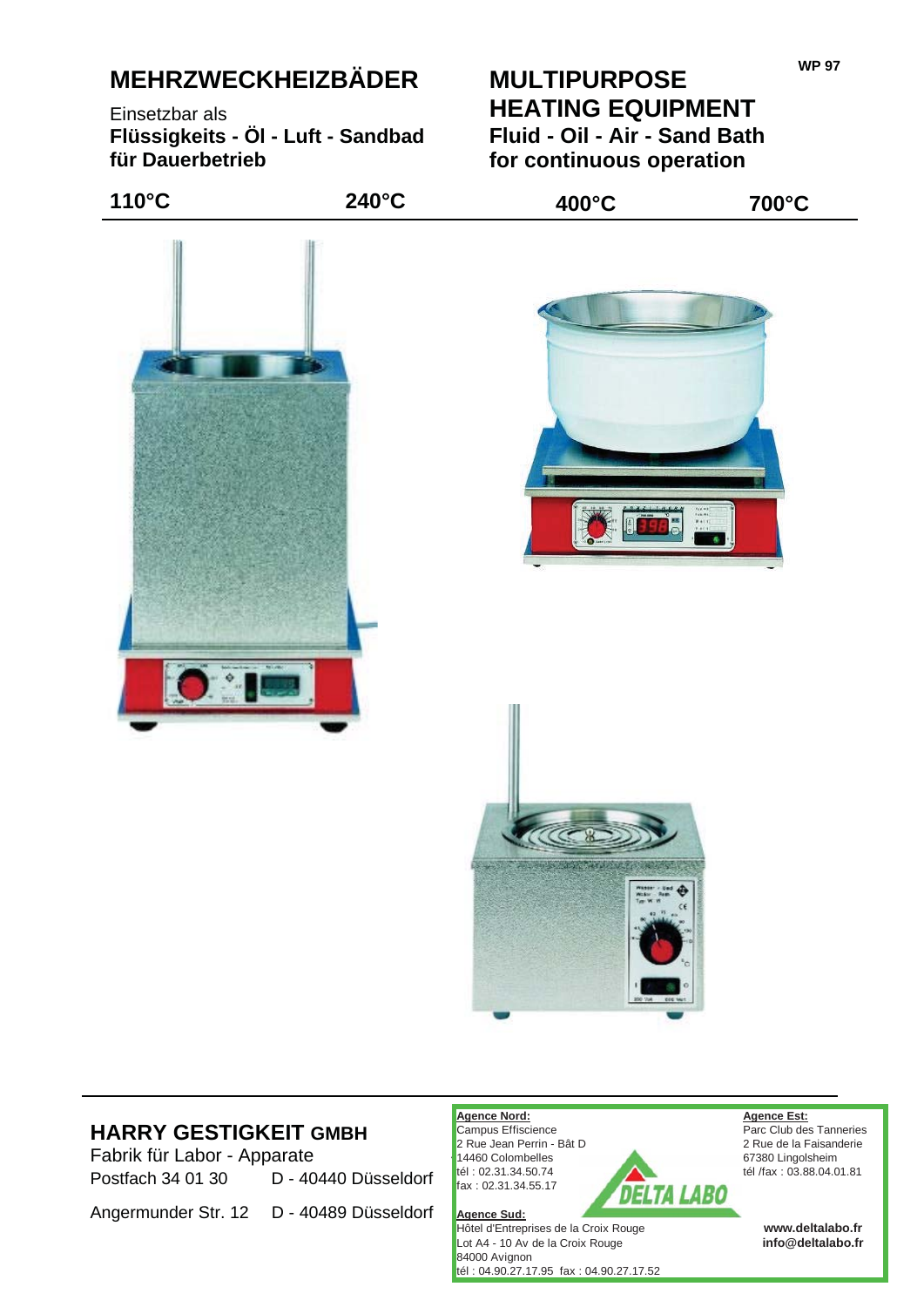WP 97

# MEHRZWECKHEIZBÄDER

Einsetzbar als
**Flüssigkeits - Öl - Luft - Sandbad für Dauerbetrieb**

# MULTIPURPOSE HEATING EQUIPMENT

**Fluid - Oil - Air - Sand Bath for continuous operation**

**110°C** **240°C** **400°C** **700°C**

## HARRY GESTIGKEIT GMBH

Fabrik für Labor - Apparate
Postfach 34 01 30 D - 40440 Düsseldorf

Angermunder Str. 12 D - 40489 Düsseldorf

**Agence Nord:**
Campus Effiscience
2 Rue Jean Perrin - Bât D
14460 Colombelles
tél : 02.31.34.50.74
fax : 02.31.34.55.17

**Agence Est:**
Parc Club des Tanneries
2 Rue de la Faisanderie
67380 Lingolsheim
tél /fax : 03.88.04.01.81

DELTA LABO

**Agence Sud:**
Hôtel d'Entreprises de la Croix Rouge
Lot A4 - 10 Av de la Croix Rouge
84000 Avignon
tél : 04.90.27.17.95 fax : 04.90.27.17.52

**www.deltalabo.fr**
**info@deltalabo.fr**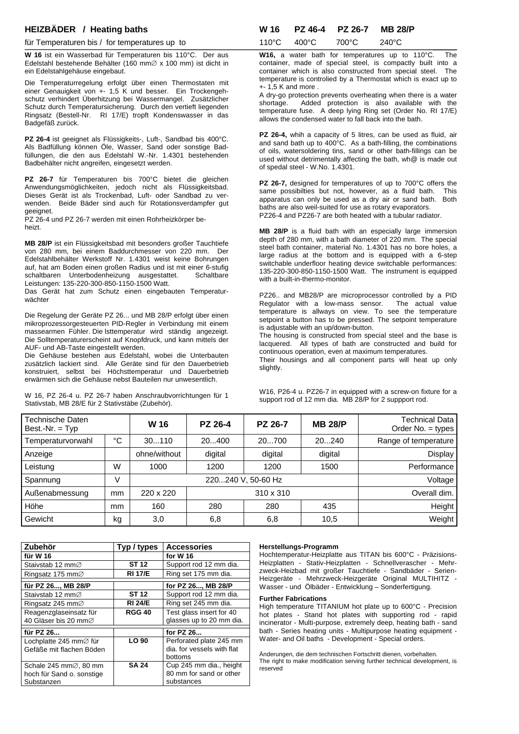## HEIZBÄDER / Heating baths

| für Temperaturen bis / for temperatures up to | W 16 | PZ 46-4 | PZ 26-7 | MB 28/P |
|---|---|---|---|---|
| | 110°C | 400°C | 700°C | 240°C |

**W 16** ist ein Wasserbad für Temperaturen bis 110°C. Der aus Edelstahl bestehende Behälter (160 mm∅ x 100 mm) ist dicht in ein Edelstahlgehäuse eingebaut.

Die Temperaturregelung erfolgt über einen Thermostaten mit einer Genauigkeit von +- 1,5 K und besser. Ein Trockengehschutz verhindert Überhitzung bei Wassermangel. Zusätzlicher Schutz durch Temperatursicherung. Durch den vertieft liegenden Ringsatz (Bestell-Nr. RI 17/E) tropft Kondenswasser in das Badgefäß zurück.

**PZ 26-4** ist geeignet als Flüssigkeits-, Luft-, Sandbad bis 400°C. Als Badfüllung können Öle, Wasser, Sand oder sonstige Badfüllungen, die den aus Edelstahl W.-Nr. 1.4301 bestehenden Badbehälter nicht angreifen, eingesetzt werden.

**PZ 26-7** für Temperaturen bis 700°C bietet die gleichen Anwendungsmöglichkeiten, jedoch nicht als Flüssigkeitsbad. Dieses Gerät ist als Trockenbad, Luft- oder Sandbad zu verwenden. Beide Bäder sind auch für Rotationsverdampfer gut geeignet.
PZ 26-4 und PZ 26-7 werden mit einen Rohrheizkörper beheizt.

**MB 28/P** ist ein Flüssigkeitsbad mit besonders großer Tauchtiefe von 280 mm, bei einem Baddurchmesser von 220 mm. Der Edelstahlbehälter Werkstoff Nr. 1.4301 weist keine Bohrungen auf, hat am Boden einen großen Radius und ist mit einer 6-stufig schaltbaren Unterbodenheizung ausgestattet. Schaltbare Leistungen: 135-220-300-850-1150-1500 Watt.
Das Gerät hat zum Schutz einen eingebauten Temperaturwächter

Die Regelung der Geräte PZ 26... und MB 28/P erfolgt über einen mikroprozessorgesteuerten PID-Regler in Verbindung mit einem massearmen Fühler. Die lsttemperatur wird ständig angezeigt. Die Solltemperaturerscheint auf Knopfdruck, und kann mittels der AUF- und AB-Taste eingestellt werden.
Die Gehäuse bestehen aus Edelstahl, wobei die Unterbauten zusätzlich lackiert sind. Alle Geräte sind für den Dauerbetrieb konstruiert, selbst bei Höchsttemperatur und Dauerbetrieb erwärmen sich die Gehäuse nebst Bauteilen nur unwesentlich.

W 16, PZ 26-4 u. PZ 26-7 haben Anschraubvorrichtungen für 1 Stativstab, MB 28/E für 2 Stativstäbe (Zubehör).

**W16,** a water bath for temperatures up to 110°C. The container, made of special steel, is compactly built into a container which is also constructed from special steel. The temperature is controlied by a Thermostat which is exact up to +- 1,5 K and more .
A dry-go protection prevents overheating when there is a water shortage. Added protection is also available with the temperature fuse. A deep lying Ring set (Order No. RI 17/E) allows the condensed water to fall back into the bath.

**PZ 26-4,** whih a capacity of 5 litres, can be used as fluid, air and sand bath up to 400°C. As a bath-filling, the combinations of oils, watersoldering tins, sand or other bath-fillings can be used without detrimentally affecting the bath, wh@ is made out of spedal steel - W.No. 1.4301.

**PZ 26-7,** designed for temperatures of up to 700°C offers the same possibilties but not, however, as a fluid bath. This apparatus can only be used as a dry air or sand bath. Both baths are also weil-suited for use as rotary evaporators.
PZ26-4 and PZ26-7 are both heated with a tubular radiator.

**MB 28/P** is a fluid bath with an especially large immersion depth of 280 mm, with a bath diameter of 220 mm. The special steel bath container, material No. 1.4301 has no bore holes, a large radius at the bottom and is equipped with a 6-step switchable underfloor heating device switchable performances: 135-220-300-850-1150-1500 Watt. The instrument is equipped with a built-in-thermo-monitor.

PZ26.. and MB28/P are microprocessor controlled by a PID Regulator with a low-mass sensor. The actual value temperature is allways on view. To see the temperature setpoint a button has to be pressed. The setpoint temperature is adjustable with an up/down-button.
The housing is constructed from special steel and the base is lacquered. All types of bath are constructed and build for continuous operation, even at maximum temperatures.
Their housings and all component parts will heat up only slightly.

W16, P26-4 u. PZ26-7 in equipped with a screw-on fixture for a support rod of 12 mm dia. MB 28/P for 2 suppport rod.

| Technische Daten Best.-Nr. = Typ | | W 16 | PZ 26-4 | PZ 26-7 | MB 28/P | Technical Data Order No. = types |
|---|---|---|---|---|---|---|
| Temperaturvorwahl | °C | 30...110 | 20...400 | 20...700 | 20...240 | Range of temperature |
| Anzeige | | ohne/without | digital | digital | digital | Display |
| Leistung | W | 1000 | 1200 | 1200 | 1500 | Performance |
| Spannung | V | 220...240 V, 50-60 Hz | | | | Voltage |
| Außenabmessung | mm | 220 x 220 | 310 x 310 | | | Overall dim. |
| Höhe | mm | 160 | 280 | 280 | 435 | Height |
| Gewicht | kg | 3,0 | 6,8 | 6,8 | 10,5 | Weight |

| Zubehör | Typ / types | Accessories |
|---|---|---|
| **für W 16** | | **for W 16** |
| Staivstab 12 mm∅ | **ST 12** | Support rod 12 mm dia. |
| Ringsatz 175 mm∅ | **RI 17/E** | Ring set 175 mm dia. |
| **für PZ 26..., MB 28/P** | | **for PZ 26..., MB 28/P** |
| Staivstab 12 mm∅ | **ST 12** | Support rod 12 mm dia. |
| Ringsatz 245 mm∅ | **RI 24/E** | Ring set 245 mm dia. |
| Reagenzglaseinsatz für 40 Gläser bis 20 mm∅ | **RGG 40** | Test glass insert for 40 glasses up to 20 mm dia. |
| **für PZ 26...** | | **for PZ 26...** |
| Lochplatte 245 mm∅ für Gefäße mit flachen Böden | **LO 90** | Perforated plate 245 mm dia. for vessels with flat bottoms |
| Schale 245 mm∅, 80 mm hoch für Sand o. sonstige Substanzen | **SA 24** | Cup 245 mm dia., height 80 mm for sand or other substances |

**Herstellungs-Programm**

Hochtemperatur-Heizplatte aus TITAN bis 600°C - Präzisions-Heizplatten - Stativ-Heizplatten - Schnellverascher - Mehrzweck-Heizbad mit großer Tauchtiefe - Sandbäder - Serien-Heizgeräte - Mehrzweck-Heizgeräte Original MULTIHITZ - Wasser - und Ölbäder - Entwicklung – Sonderfertigung.

**Further Fabrications**

High temperature TITANIUM hot plate up to 600°C - Precision hot plates - Stand hot plates with supporting rod - rapid incinerator - Multi-purpose, extremely deep, heating bath - sand bath - Series heating units - Multipurpose heating equipment - Water- and Oil baths - Development - Special orders.

Änderungen, die dem technischen Fortschritt dienen, vorbehalten.
The right to make modification serving further technical development, is reserved